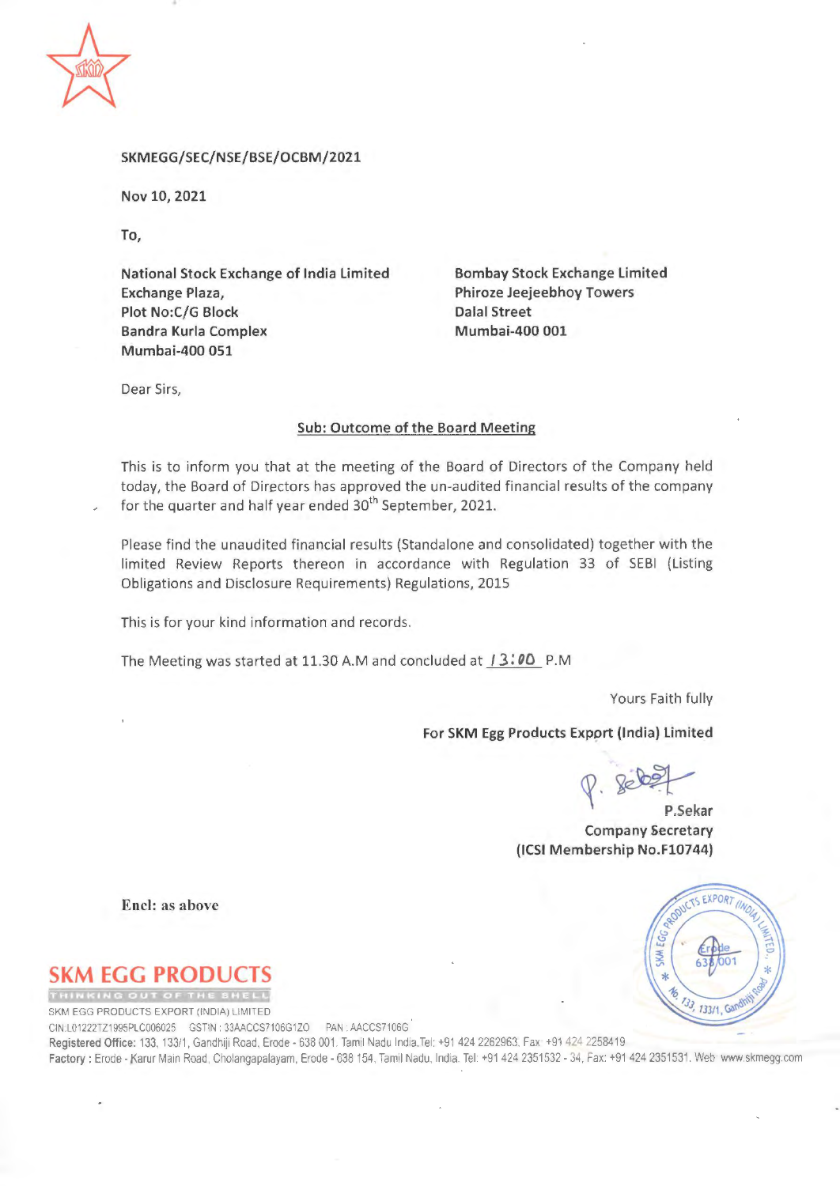SKMEGG/SEC/NSE/BSE/OCBM/2021

Nov 10, 2021

To,

**National Stock Exchange of India Limited**
**Exchange Plaza,**
**Plot No:C/G Block**
**Bandra Kurla Complex**
**Mumbai-400 051**

**Bombay Stock Exchange Limited**
**Phiroze Jeejeebhoy Towers**
**Dalal Street**
**Mumbai-400 001**

Dear Sirs,

**Sub: Outcome of the Board Meeting**

This is to inform you that at the meeting of the Board of Directors of the Company held today, the Board of Directors has approved the un-audited financial results of the company for the quarter and half year ended 30th September, 2021.

Please find the unaudited financial results (Standalone and consolidated) together with the limited Review Reports thereon in accordance with Regulation 33 of SEBI (Listing Obligations and Disclosure Requirements) Regulations, 2015

This is for your kind information and records.

The Meeting was started at 11.30 A.M and concluded at 13:00 P.M

Yours Faith fully

**For SKM Egg Products Export (India) Limited**

**P.Sekar**
**Company Secretary**
**(ICSI Membership No.F10744)**

**Encl: as above**

**SKM EGG PRODUCTS**
THINKING OUT OF THE SHELL
SKM EGG PRODUCTS EXPORT (INDIA) LIMITED
CIN:L01222TZ1995PLC006025 GSTIN : 33AACCS7106G1ZO PAN : AACCS7106G
**Registered Office:** 133, 133/1, Gandhiji Road, Erode - 638 001. Tamil Nadu India.Tel: +91 424 2262963, Fax +91 424 2258419
**Factory :** Erode - Karur Main Road, Cholangapalayam, Erode - 638 154, Tamil Nadu, India. Tel: +91 424 2351532 - 34, Fax: +91 424 2351531. Web www.skmegg.com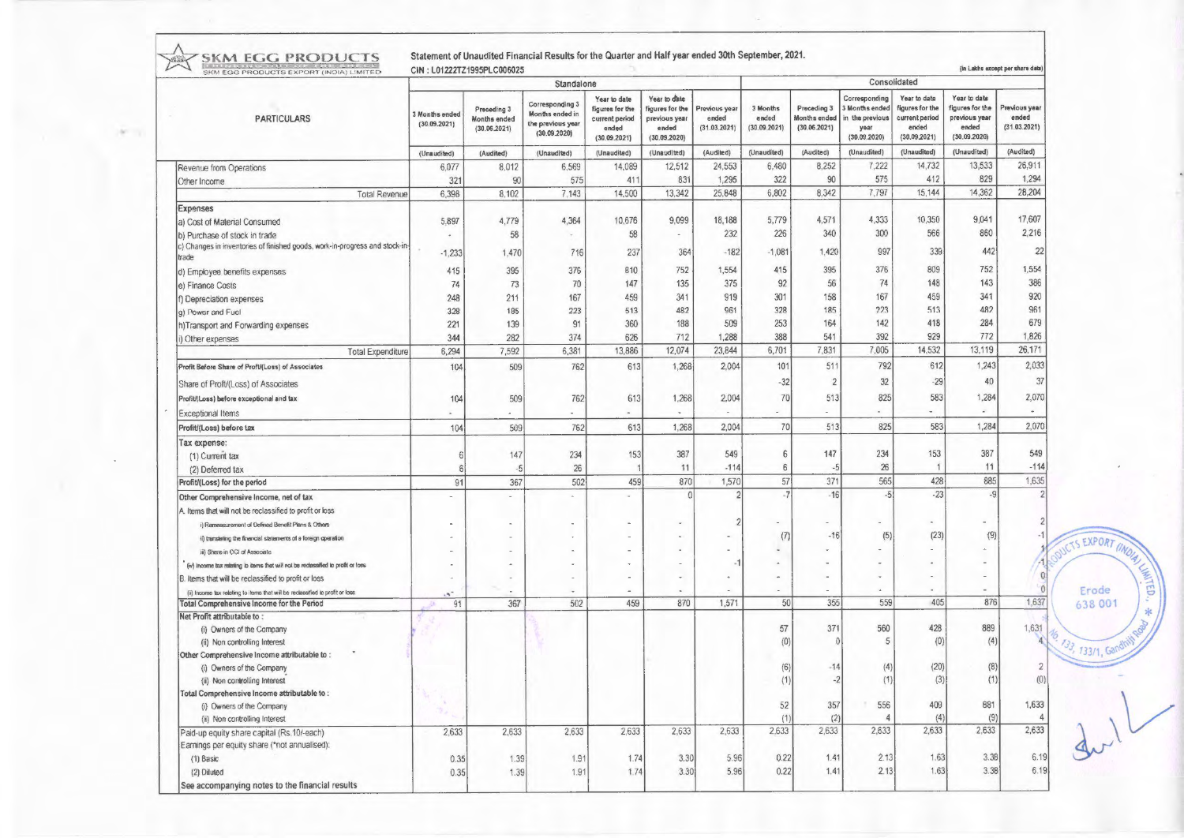**SKM EGG PRODUCTS**
SKM EGG PRODUCTS EXPORT (INDIA) LIMITED

Statement of Unaudited Financial Results for the Quarter and Half year ended 30th September, 2021.
CIN : L01222TZ1995PLC006025

(in Lakhs except per share data)

| PARTICULARS | Standalone | | | | | | Consolidated | | | | | |
|---|---|---|---|---|---|---|---|---|---|---|---|---|
| | 3 Months ended (30.09.2021) | Preceding 3 Months ended (30.06.2021) | Corresponding 3 Months ended in the previous year (30.09.2020) | Year to date figures for the current period ended (30.09.2021) | Year to date figures for the previous year ended (30.09.2020) | Previous year ended (31.03.2021) | 3 Months ended (30.09.2021) | Preceding 3 Months ended (30.06.2021) | Corresponding 3 Months ended in the previous year (30.09.2020) | Year to date figures for the current period ended (30.09.2021) | Year to date figures for the previous year ended (30.09.2020) | Previous year ended (31.03.2021) |
| | (Unaudited) | (Audited) | (Unaudited) | (Unaudited) | (Unaudited) | (Audited) | (Unaudited) | (Audited) | (Unaudited) | (Unaudited) | (Unaudited) | (Audited) |
| Revenue from Operations | 6,077 | 8,012 | 6,569 | 14,089 | 12,512 | 24,553 | 6,480 | 8,252 | 7,222 | 14,732 | 13,533 | 26,911 |
| Other Income | 321 | 90 | 575 | 411 | 831 | 1,295 | 322 | 90 | 575 | 412 | 829 | 1,294 |
| Total Revenue | 6,398 | 8,102 | 7,143 | 14,500 | 13,342 | 25,848 | 6,802 | 8,342 | 7,797 | 15,144 | 14,362 | 28,204 |
| **Expenses** | | | | | | | | | | | | |
| a) Cost of Material Consumed | 5,897 | 4,779 | 4,364 | 10,676 | 9,099 | 18,188 | 5,779 | 4,571 | 4,333 | 10,350 | 9,041 | 17,607 |
| b) Purchase of stock in trade | - | 58 | - | 58 | - | 232 | 226 | 340 | 300 | 566 | 860 | 2,216 |
| c) Changes in inventories of finished goods, work-in-progress and stock-in-trade | -1,233 | 1,470 | 716 | 237 | 364 | -182 | -1,081 | 1,420 | 997 | 339 | 442 | 22 |
| d) Employee benefits expenses | 415 | 395 | 376 | 810 | 752 | 1,554 | 415 | 395 | 376 | 809 | 752 | 1,554 |
| e) Finance Costs | 74 | 73 | 70 | 147 | 135 | 375 | 92 | 56 | 74 | 148 | 143 | 386 |
| f) Depreciation expenses | 248 | 211 | 167 | 459 | 341 | 919 | 301 | 158 | 167 | 459 | 341 | 920 |
| g) Power and Fuel | 328 | 185 | 223 | 513 | 482 | 961 | 328 | 185 | 223 | 513 | 482 | 961 |
| h)Transport and Forwarding expenses | 221 | 139 | 91 | 360 | 188 | 509 | 253 | 164 | 142 | 418 | 284 | 679 |
| i) Other expenses | 344 | 282 | 374 | 626 | 712 | 1,288 | 388 | 541 | 392 | 929 | 772 | 1,826 |
| Total Expenditure | 6,294 | 7,592 | 6,381 | 13,886 | 12,074 | 23,844 | 6,701 | 7,831 | 7,005 | 14,532 | 13,119 | 26,171 |
| **Profit Before Share of Profit/(Loss) of Associates** | 104 | 509 | 762 | 613 | 1,268 | 2,004 | 101 | 511 | 792 | 612 | 1,243 | 2,033 |
| Share of Profit/(Loss) of Associates | | | | | | | -32 | 2 | 32 | -29 | 40 | 37 |
| **Profit/(Loss) before exceptional and tax** | 104 | 509 | 762 | 613 | 1,268 | 2,004 | 70 | 513 | 825 | 583 | 1,284 | 2,070 |
| Exceptional Items | - | - | - | - | - | - | - | - | - | - | - | - |
| **Profit/(Loss) before tax** | 104 | 509 | 762 | 613 | 1,268 | 2,004 | 70 | 513 | 825 | 583 | 1,284 | 2,070 |
| Tax expense: | | | | | | | | | | | | |
| (1) Current tax | 6 | 147 | 234 | 153 | 387 | 549 | 6 | 147 | 234 | 153 | 387 | 549 |
| (2) Deferred tax | 6 | -5 | 26 | 1 | 11 | -114 | 6 | -5 | 26 | 1 | 11 | -114 |
| **Profit/(Loss) for the period** | 91 | 367 | 502 | 459 | 870 | 1,570 | 57 | 371 | 565 | 428 | 885 | 1,635 |
| **Other Comprehensive Income, net of tax** | - | - | - | - | 0 | 2 | -7 | -16 | -5 | -23 | -9 | 2 |
| A. Items that will not be reclassified to profit or loss | | | | | | | | | | | | |
| i) Remeasurement of Defined Benefit Plans & Others | - | - | - | - | - | 2 | - | - | - | - | - | 2 |
| ii) translating the financial statements of a foreign operation | - | - | - | - | - | - | (7) | -16 | (5) | (23) | (9) | -1 |
| iii) Share in OCI of Associate | - | - | - | - | - | - | - | - | - | - | - | 1 |
| (iv) Income tax relating to items that will not be reclassified to profit or loss | - | - | - | - | - | -1 | - | - | - | - | - | -1 |
| B. Items that will be reclassified to profit or loss | - | - | - | - | - | - | - | - | - | - | - | 0 |
| (i) Income tax relating to items that will be reclassified to profit or loss | - | - | - | - | - | - | - | - | - | - | - | 0 |
| **Total Comprehensive Income for the Period** | 91 | 367 | 502 | 459 | 870 | 1,571 | 50 | 355 | 559 | 405 | 876 | 1,637 |
| **Net Profit attributable to :** | | | | | | | | | | | | |
| (i) Owners of the Company | | | | | | | 57 | 371 | 560 | 428 | 889 | 1,631 |
| (ii) Non controlling Interest | | | | | | | (0) | 0 | 5 | (0) | (4) | 4 |
| **Other Comprehensive Income attributable to :** | | | | | | | | | | | | |
| (i) Owners of the Company | | | | | | | (6) | -14 | (4) | (20) | (8) | 2 |
| (ii) Non controlling Interest | | | | | | | (1) | -2 | (1) | (3) | (1) | (0) |
| **Total Comprehensive Income attributable to :** | | | | | | | | | | | | |
| (i) Owners of the Company | | | | | | | 52 | 357 | 556 | 409 | 881 | 1,633 |
| (ii) Non controlling Interest | | | | | | | (1) | (2) | 4 | (4) | (9) | 4 |
| Paid-up equity share capital (Rs.10/-each) | 2,633 | 2,633 | 2,633 | 2,633 | 2,633 | 2,633 | 2,633 | 2,633 | 2,633 | 2,633 | 2,633 | 2,633 |
| Earnings per equity share (*not annualised): | | | | | | | | | | | | |
| (1) Basic | 0.35 | 1.39 | 1.91 | 1.74 | 3.30 | 5.96 | 0.22 | 1.41 | 2.13 | 1.63 | 3.38 | 6.19 |
| (2) Diluted | 0.35 | 1.39 | 1.91 | 1.74 | 3.30 | 5.96 | 0.22 | 1.41 | 2.13 | 1.63 | 3.38 | 6.19 |
| See accompanying notes to the financial results | | | | | | | | | | | | |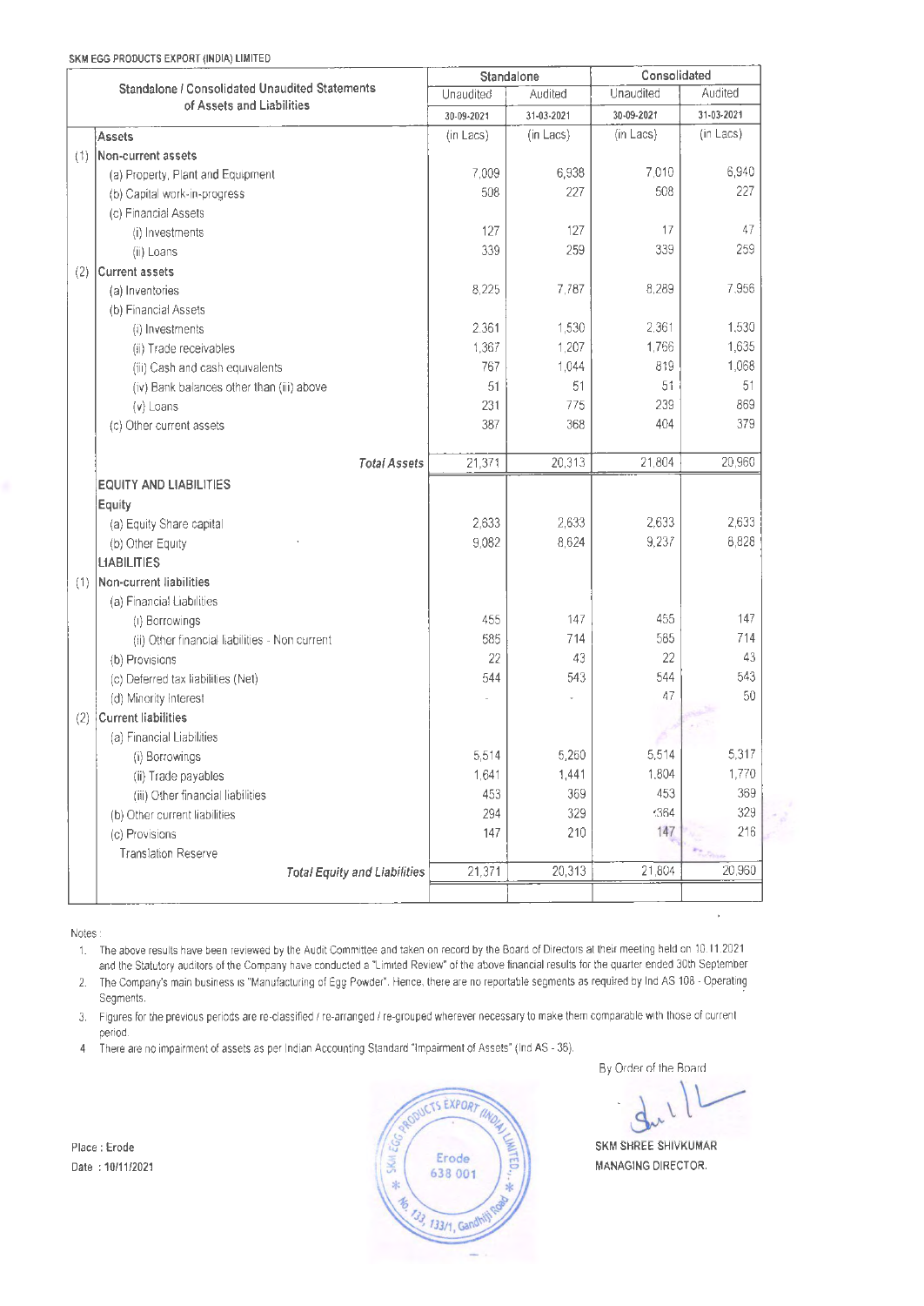SKM EGG PRODUCTS EXPORT (INDIA) LIMITED

| | Standalone / Consolidated Unaudited Statements of Assets and Liabilities | Standalone | | Consolidated | |
|---|---|---|---|---|---|
| | | Unaudited | Audited | Unaudited | Audited |
| | | 30-09-2021 | 31-03-2021 | 30-09-2021 | 31-03-2021 |
| | **Assets** | (in Lacs) | (in Lacs) | (in Lacs) | (in Lacs) |
| (1) | **Non-current assets** | | | | |
| | (a) Property, Plant and Equipment | 7,009 | 6,938 | 7,010 | 6,940 |
| | (b) Capital work-in-progress | 508 | 227 | 508 | 227 |
| | (c) Financial Assets | | | | |
| | (i) Investments | 127 | 127 | 17 | 47 |
| | (ii) Loans | 339 | 259 | 339 | 259 |
| (2) | **Current assets** | | | | |
| | (a) Inventories | 8,225 | 7,787 | 8,289 | 7,956 |
| | (b) Financial Assets | | | | |
| | (i) Investments | 2,361 | 1,530 | 2,361 | 1,530 |
| | (ii) Trade receivables | 1,367 | 1,207 | 1,766 | 1,635 |
| | (iii) Cash and cash equivalents | 767 | 1,044 | 819 | 1,068 |
| | (iv) Bank balances other than (iii) above | 51 | 51 | 51 | 51 |
| | (v) Loans | 231 | 775 | 239 | 869 |
| | (c) Other current assets | 387 | 368 | 404 | 379 |
| | ***Total Assets*** | 21,371 | 20,313 | 21,804 | 20,960 |
| | **EQUITY AND LIABILITIES** | | | | |
| | **Equity** | | | | |
| | (a) Equity Share capital | 2,633 | 2,633 | 2,633 | 2,633 |
| | (b) Other Equity | 9,082 | 8,624 | 9,237 | 8,828 |
| | **LIABILITIES** | | | | |
| (1) | **Non-current liabilities** | | | | |
| | (a) Financial Liabilities | | | | |
| | (i) Borrowings | 455 | 147 | 455 | 147 |
| | (ii) Other financial liabilities - Non current | 585 | 714 | 585 | 714 |
| | (b) Provisions | 22 | 43 | 22 | 43 |
| | (c) Deferred tax liabilities (Net) | 544 | 543 | 544 | 543 |
| | (d) Minority Interest | - | - | 47 | 50 |
| (2) | **Current liabilities** | | | | |
| | (a) Financial Liabilities | | | | |
| | (i) Borrowings | 5,514 | 5,260 | 5,514 | 5,317 |
| | (ii) Trade payables | 1,641 | 1,441 | 1,804 | 1,770 |
| | (iii) Other financial liabilities | 453 | 369 | 453 | 369 |
| | (b) Other current liabilities | 294 | 329 | 384 | 329 |
| | (c) Provisions | 147 | 210 | 147 | 216 |
| | Translation Reserve | | | | |
| | ***Total Equity and Liabilities*** | 21,371 | 20,313 | 21,804 | 20,960 |

Notes :

1. The above results have been reviewed by the Audit Committee and taken on record by the Board of Directors at their meeting held on 10.11.2021 and the Statutory auditors of the Company have conducted a "Limited Review" of the above financial results for the quarter ended 30th September
2. The Company's main business is "Manufacturing of Egg Powder". Hence, there are no reportable segments as required by Ind AS 108 - Operating Segments.
3. Figures for the previous periods are re-classified / re-arranged / re-grouped wherever necessary to make them comparable with those of current period.
4. There are no impairment of assets as per Indian Accounting Standard "Impairment of Assets" (Ind AS - 36).

By Order of the Board

Place : Erode

Date : 10/11/2021

SKM SHREE SHIVKUMAR

MANAGING DIRECTOR.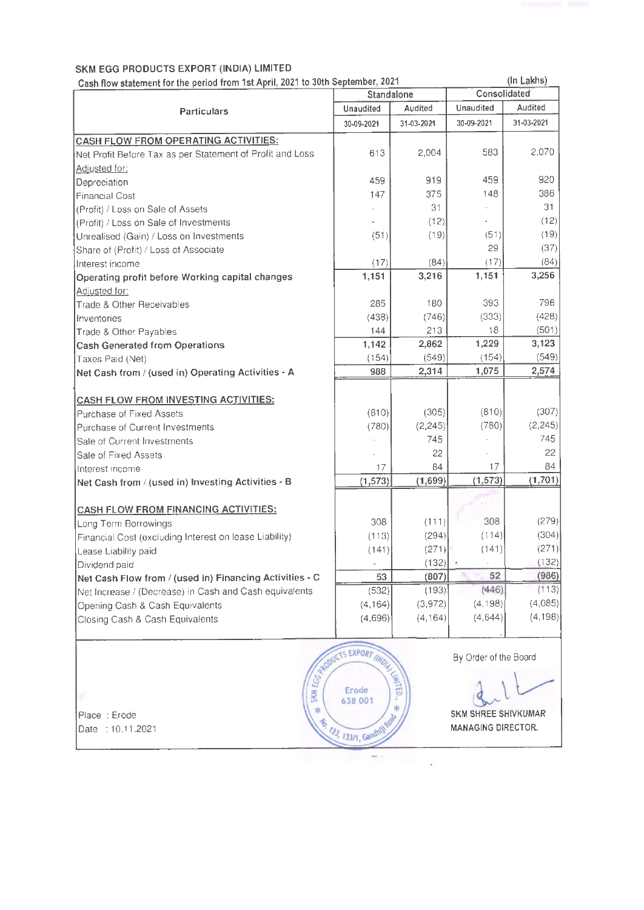**SKM EGG PRODUCTS EXPORT (INDIA) LIMITED**

Cash flow statement for the period from 1st April, 2021 to 30th September, 2021 (In Lakhs)

| Particulars | Standalone | | Consolidated | |
|---|---|---|---|---|
| | Unaudited | Audited | Unaudited | Audited |
| | 30-09-2021 | 31-03-2021 | 30-09-2021 | 31-03-2021 |
| **CASH FLOW FROM OPERATING ACTIVITIES:** | | | | |
| Net Profit Before Tax as per Statement of Profit and Loss | 613 | 2,004 | 583 | 2,070 |
| Adjusted for: | | | | |
| Depreciation | 459 | 919 | 459 | 920 |
| Financial Cost | 147 | 375 | 148 | 386 |
| (Profit) / Loss on Sale of Assets | - | 31 | - | 31 |
| (Profit) / Loss on Sale of Investments | - | (12) | - | (12) |
| Unrealised (Gain) / Loss on Investments | (51) | (19) | (51) | (19) |
| Share of (Profit) / Loss of Associate | | | 29 | (37) |
| Interest income | (17) | (84) | (17) | (84) |
| **Operating profit before Working capital changes** | 1,151 | 3,216 | 1,151 | 3,256 |
| Adjusted for: | | | | |
| Trade & Other Receivables | 285 | 180 | 393 | 796 |
| Inventories | (438) | (746) | (333) | (428) |
| Trade & Other Payables | 144 | 213 | 18 | (501) |
| **Cash Generated from Operations** | 1,142 | 2,862 | 1,229 | 3,123 |
| Taxes Paid (Net) | (154) | (549) | (154) | (549) |
| **Net Cash from / (used in) Operating Activities - A** | 988 | 2,314 | 1,075 | 2,574 |
| **CASH FLOW FROM INVESTING ACTIVITIES:** | | | | |
| Purchase of Fixed Assets | (810) | (305) | (810) | (307) |
| Purchase of Current Investments | (780) | (2,245) | (780) | (2,245) |
| Sale of Current Investments | - | 745 | - | 745 |
| Sale of Fixed Assets | - | 22 | - | 22 |
| Interest income | 17 | 84 | 17 | 84 |
| **Net Cash from / (used in) Investing Activities - B** | (1,573) | (1,699) | (1,573) | (1,701) |
| **CASH FLOW FROM FINANCING ACTIVITIES:** | | | | |
| Long Term Borrowings | 308 | (111) | 308 | (279) |
| Financial Cost (excluding Interest on lease Liability) | (113) | (294) | (114) | (304) |
| Lease Liability paid | (141) | (271) | (141) | (271) |
| Dividend paid | - | (132) | - | (132) |
| **Net Cash Flow from / (used in) Financing Activities - C** | 53 | (807) | 52 | (986) |
| Net Increase / (Decrease) in Cash and Cash equivalents | (532) | (193) | (446) | (113) |
| Opening Cash & Cash Equivalents | (4,164) | (3,972) | (4,198) | (4,085) |
| Closing Cash & Cash Equivalents | (4,696) | (4,164) | (4,644) | (4,198) |

Place : Erode
Date : 10.11.2021

By Order of the Board

SKM SHREE SHIVKUMAR
MANAGING DIRECTOR.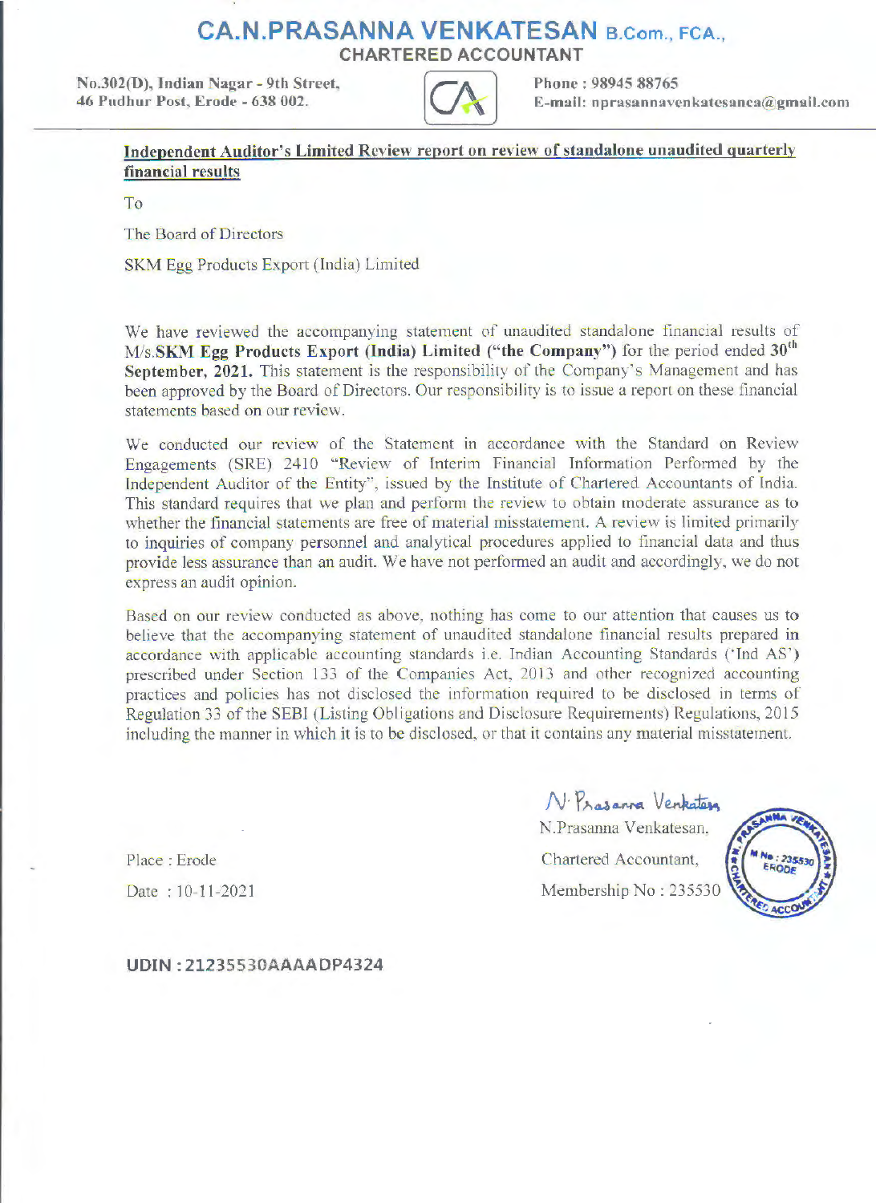# CA.N.PRASANNA VENKATESAN B.Com., FCA.,

**CHARTERED ACCOUNTANT**

**No.302(D), Indian Nagar - 9th Street,**
**46 Pudhur Post, Erode - 638 002.**

**Phone : 98945 88765**
**E-mail: nprasannavenkatesanca@gmail.com**

**Independent Auditor's Limited Review report on review of standalone unaudited quarterly financial results**

To

The Board of Directors

SKM Egg Products Export (India) Limited

We have reviewed the accompanying statement of unaudited standalone financial results of M/s.**SKM Egg Products Export (India) Limited ("the Company")** for the period ended **30th September, 2021.** This statement is the responsibility of the Company's Management and has been approved by the Board of Directors. Our responsibility is to issue a report on these financial statements based on our review.

We conducted our review of the Statement in accordance with the Standard on Review Engagements (SRE) 2410 "Review of Interim Financial Information Performed by the Independent Auditor of the Entity", issued by the Institute of Chartered Accountants of India. This standard requires that we plan and perform the review to obtain moderate assurance as to whether the financial statements are free of material misstatement. A review is limited primarily to inquiries of company personnel and analytical procedures applied to financial data and thus provide less assurance than an audit. We have not performed an audit and accordingly, we do not express an audit opinion.

Based on our review conducted as above, nothing has come to our attention that causes us to believe that the accompanying statement of unaudited standalone financial results prepared in accordance with applicable accounting standards i.e. Indian Accounting Standards ('Ind AS') prescribed under Section 133 of the Companies Act, 2013 and other recognized accounting practices and policies has not disclosed the information required to be disclosed in terms of Regulation 33 of the SEBI (Listing Obligations and Disclosure Requirements) Regulations, 2015 including the manner in which it is to be disclosed, or that it contains any material misstatement.

N. Prasanna Venkatesan

N.Prasanna Venkatesan,

Chartered Accountant,

Membership No : 235530

Place : Erode

Date : 10-11-2021

**UDIN : 21235530AAAADP4324**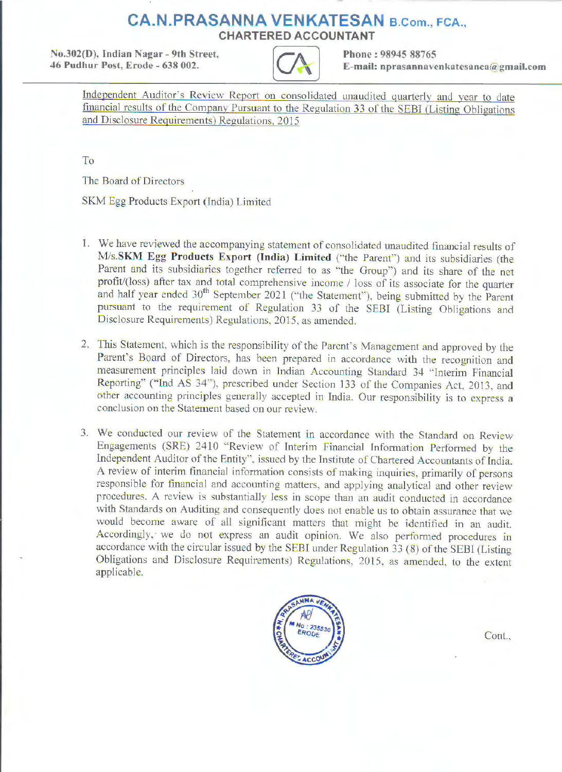# CA.N.PRASANNA VENKATESAN B.Com., FCA.,

**CHARTERED ACCOUNTANT**

**No.302(D), Indian Nagar - 9th Street,**
**46 Pudhur Post, Erode - 638 002.**

**Phone : 98945 88765**
**E-mail: nprasannavenkatesanca@gmail.com**

Independent Auditor's Review Report on consolidated unaudited quarterly and year to date financial results of the Company Pursuant to the Regulation 33 of the SEBI (Listing Obligations and Disclosure Requirements) Regulations, 2015

To

The Board of Directors

SKM Egg Products Export (India) Limited

1. We have reviewed the accompanying statement of consolidated unaudited financial results of M/s.**SKM Egg Products Export (India) Limited** ("the Parent") and its subsidiaries (the Parent and its subsidiaries together referred to as "the Group") and its share of the net profit/(loss) after tax and total comprehensive income / loss of its associate for the quarter and half year ended 30th September 2021 ("the Statement"), being submitted by the Parent pursuant to the requirement of Regulation 33 of the SEBI (Listing Obligations and Disclosure Requirements) Regulations, 2015, as amended.

2. This Statement, which is the responsibility of the Parent's Management and approved by the Parent's Board of Directors, has been prepared in accordance with the recognition and measurement principles laid down in Indian Accounting Standard 34 "Interim Financial Reporting" ("Ind AS 34"), prescribed under Section 133 of the Companies Act, 2013, and other accounting principles generally accepted in India. Our responsibility is to express a conclusion on the Statement based on our review.

3. We conducted our review of the Statement in accordance with the Standard on Review Engagements (SRE) 2410 "Review of Interim Financial Information Performed by the Independent Auditor of the Entity", issued by the Institute of Chartered Accountants of India. A review of interim financial information consists of making inquiries, primarily of persons responsible for financial and accounting matters, and applying analytical and other review procedures. A review is substantially less in scope than an audit conducted in accordance with Standards on Auditing and consequently does not enable us to obtain assurance that we would become aware of all significant matters that might be identified in an audit. Accordingly, we do not express an audit opinion. We also performed procedures in accordance with the circular issued by the SEBI under Regulation 33 (8) of the SEBI (Listing Obligations and Disclosure Requirements) Regulations, 2015, as amended, to the extent applicable.

Cont.,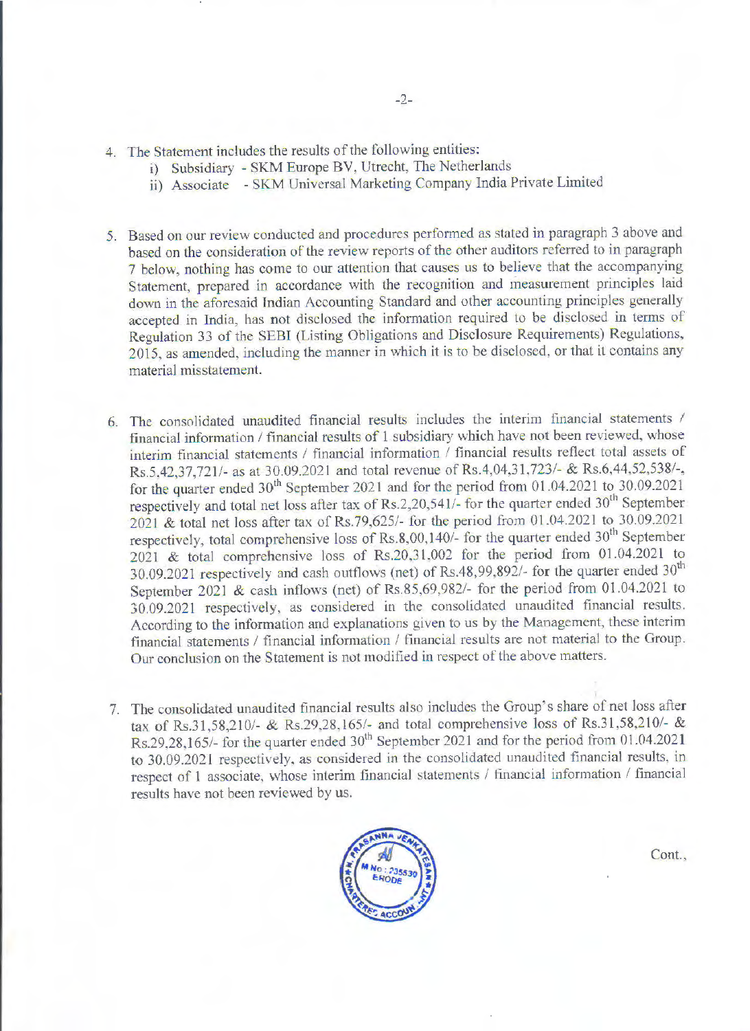4. The Statement includes the results of the following entities:
   i) Subsidiary - SKM Europe BV, Utrecht, The Netherlands
   ii) Associate - SKM Universal Marketing Company India Private Limited

5. Based on our review conducted and procedures performed as stated in paragraph 3 above and based on the consideration of the review reports of the other auditors referred to in paragraph 7 below, nothing has come to our attention that causes us to believe that the accompanying Statement, prepared in accordance with the recognition and measurement principles laid down in the aforesaid Indian Accounting Standard and other accounting principles generally accepted in India, has not disclosed the information required to be disclosed in terms of Regulation 33 of the SEBI (Listing Obligations and Disclosure Requirements) Regulations, 2015, as amended, including the manner in which it is to be disclosed, or that it contains any material misstatement.

6. The consolidated unaudited financial results includes the interim financial statements / financial information / financial results of 1 subsidiary which have not been reviewed, whose interim financial statements / financial information / financial results reflect total assets of Rs.5,42,37,721/- as at 30.09.2021 and total revenue of Rs.4,04,31,723/- & Rs.6,44,52,538/-, for the quarter ended 30th September 2021 and for the period from 01.04.2021 to 30.09.2021 respectively and total net loss after tax of Rs.2,20,541/- for the quarter ended 30th September 2021 & total net loss after tax of Rs.79,625/- for the period from 01.04.2021 to 30.09.2021 respectively, total comprehensive loss of Rs.8,00,140/- for the quarter ended 30th September 2021 & total comprehensive loss of Rs.20,31,002 for the period from 01.04.2021 to 30.09.2021 respectively and cash outflows (net) of Rs.48,99,892/- for the quarter ended 30th September 2021 & cash inflows (net) of Rs.85,69,982/- for the period from 01.04.2021 to 30.09.2021 respectively, as considered in the consolidated unaudited financial results. According to the information and explanations given to us by the Management, these interim financial statements / financial information / financial results are not material to the Group. Our conclusion on the Statement is not modified in respect of the above matters.

7. The consolidated unaudited financial results also includes the Group's share of net loss after tax of Rs.31,58,210/- & Rs.29,28,165/- and total comprehensive loss of Rs.31,58,210/- & Rs.29,28,165/- for the quarter ended 30th September 2021 and for the period from 01.04.2021 to 30.09.2021 respectively, as considered in the consolidated unaudited financial results, in respect of 1 associate, whose interim financial statements / financial information / financial results have not been reviewed by us.

Cont.,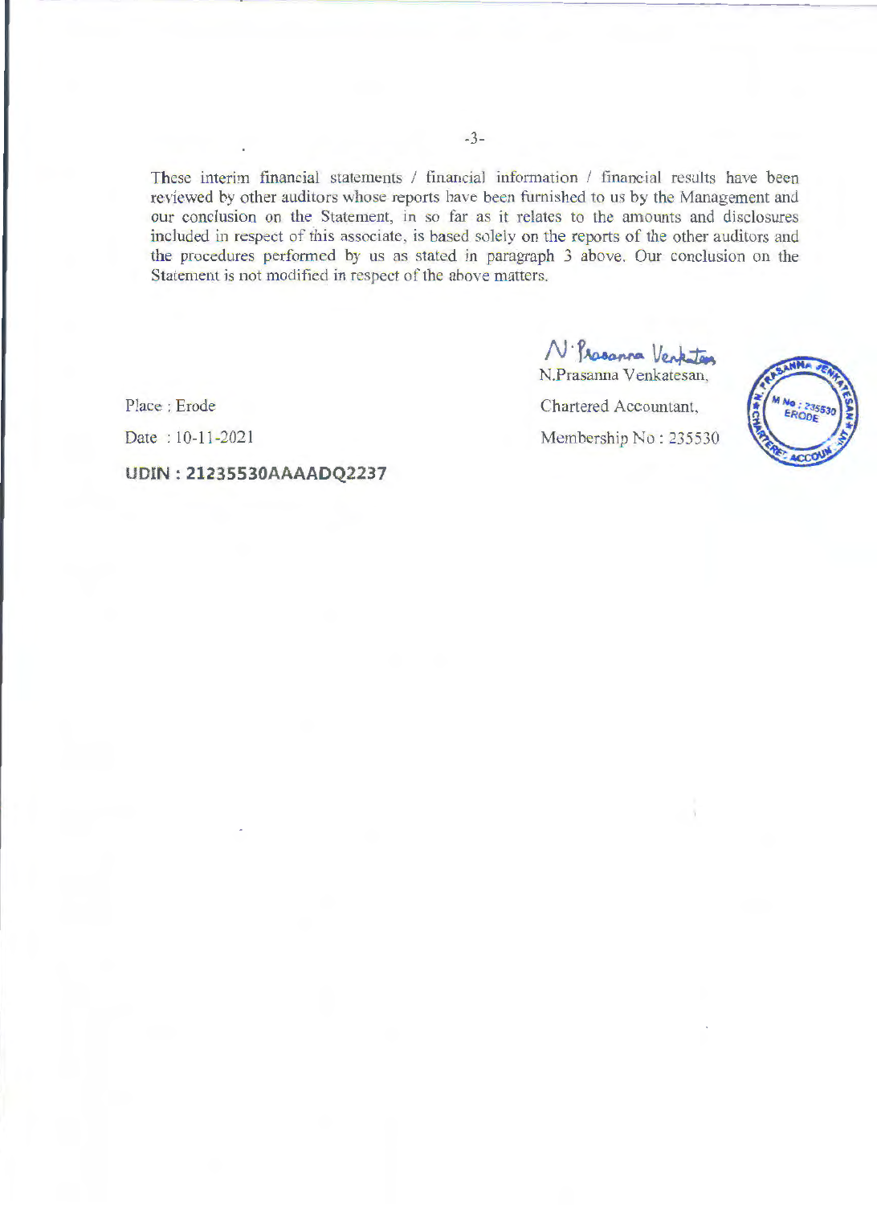These interim financial statements / financial information / financial results have been reviewed by other auditors whose reports have been furnished to us by the Management and our conclusion on the Statement, in so far as it relates to the amounts and disclosures included in respect of this associate, is based solely on the reports of the other auditors and the procedures performed by us as stated in paragraph 3 above. Our conclusion on the Statement is not modified in respect of the above matters.

N.Prasanna Venkatesan,

Chartered Accountant,

Membership No : 235530

Place : Erode

Date : 10-11-2021

**UDIN : 21235530AAAADQ2237**